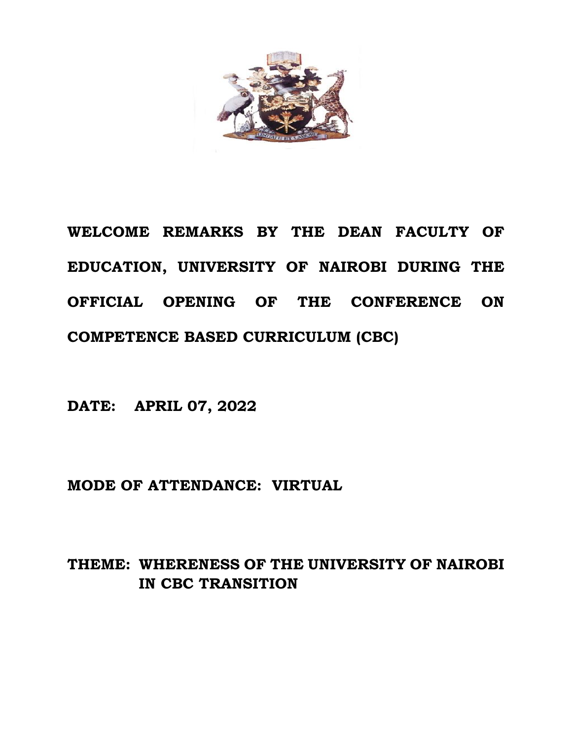# WELCOME REMARKS BY THE DEAN FACULTY OF EDUCATION, UNIVERSITY OF NAIROBI DURING THE OFFICIAL OPENING OF THE CONFERENCE ON COMPETENCE BASED CURRICULUM (CBC)

**DATE: APRIL 07, 2022**

**MODE OF ATTENDANCE: VIRTUAL**

**THEME: WHERENESS OF THE UNIVERSITY OF NAIROBI IN CBC TRANSITION**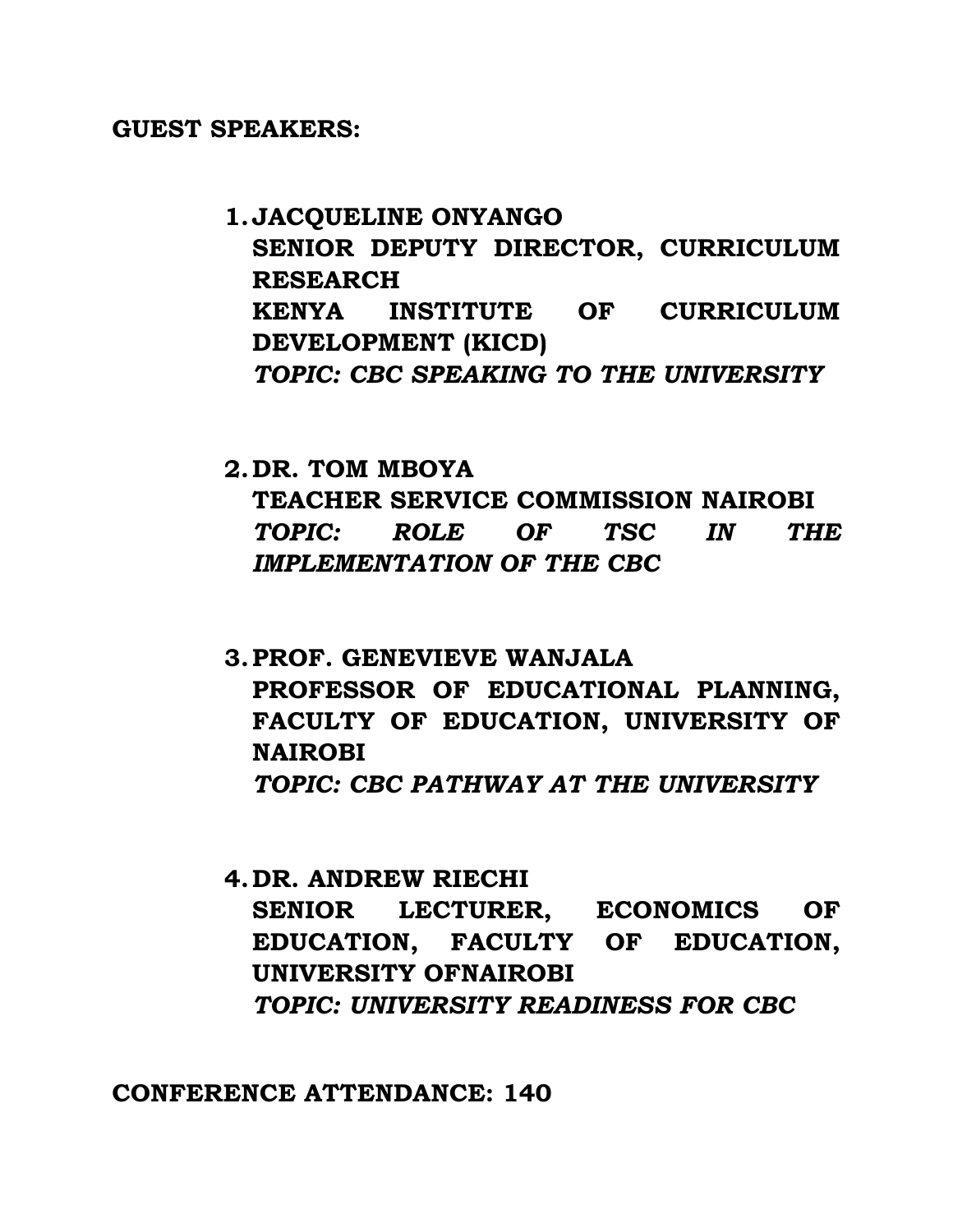**GUEST SPEAKERS:**

1. **JACQUELINE ONYANGO**
   **SENIOR DEPUTY DIRECTOR, CURRICULUM RESEARCH**
   **KENYA INSTITUTE OF CURRICULUM DEVELOPMENT (KICD)**
   ***TOPIC: CBC SPEAKING TO THE UNIVERSITY***

2. **DR. TOM MBOYA**
   **TEACHER SERVICE COMMISSION NAIROBI**
   ***TOPIC: ROLE OF TSC IN THE IMPLEMENTATION OF THE CBC***

3. **PROF. GENEVIEVE WANJALA**
   **PROFESSOR OF EDUCATIONAL PLANNING, FACULTY OF EDUCATION, UNIVERSITY OF NAIROBI**
   ***TOPIC: CBC PATHWAY AT THE UNIVERSITY***

4. **DR. ANDREW RIECHI**
   **SENIOR LECTURER, ECONOMICS OF EDUCATION, FACULTY OF EDUCATION, UNIVERSITY OFNAIROBI**
   ***TOPIC: UNIVERSITY READINESS FOR CBC***

**CONFERENCE ATTENDANCE: 140**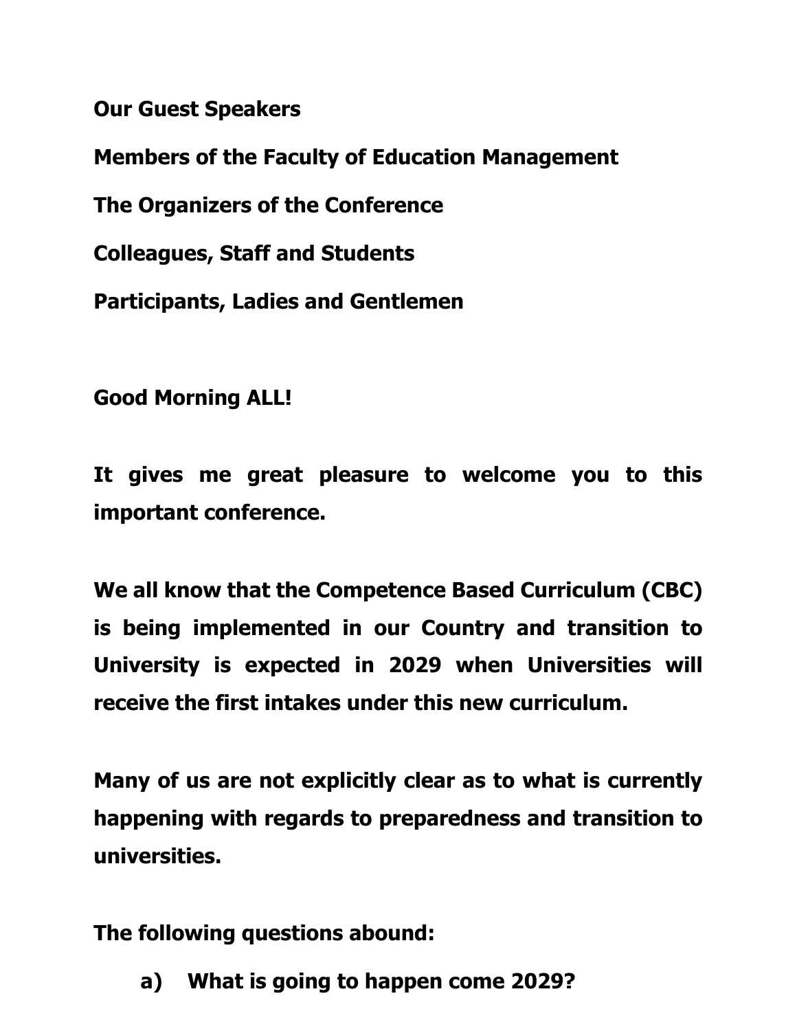**Our Guest Speakers**

**Members of the Faculty of Education Management**

**The Organizers of the Conference**

**Colleagues, Staff and Students**

**Participants, Ladies and Gentlemen**

**Good Morning ALL!**

**It gives me great pleasure to welcome you to this important conference.**

**We all know that the Competence Based Curriculum (CBC) is being implemented in our Country and transition to University is expected in 2029 when Universities will receive the first intakes under this new curriculum.**

**Many of us are not explicitly clear as to what is currently happening with regards to preparedness and transition to universities.**

**The following questions abound:**

**a) What is going to happen come 2029?**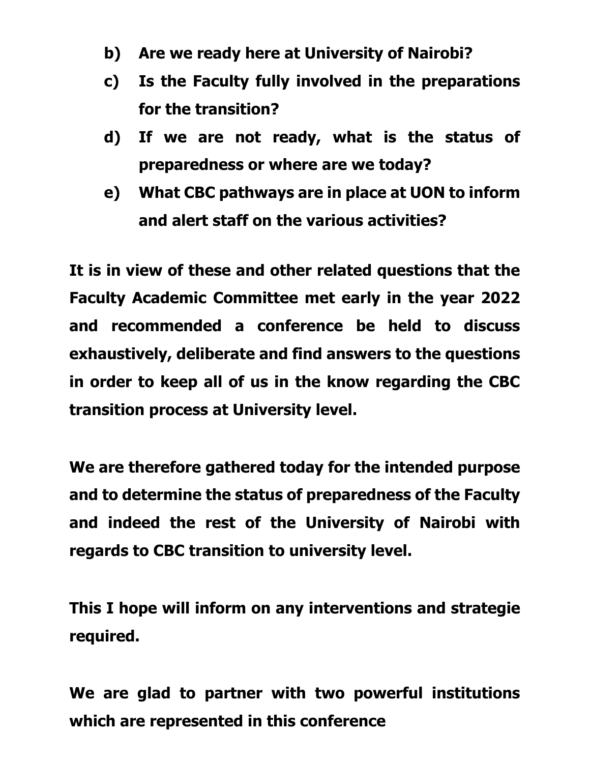**b) Are we ready here at University of Nairobi?**

**c) Is the Faculty fully involved in the preparations for the transition?**

**d) If we are not ready, what is the status of preparedness or where are we today?**

**e) What CBC pathways are in place at UON to inform and alert staff on the various activities?**

**It is in view of these and other related questions that the Faculty Academic Committee met early in the year 2022 and recommended a conference be held to discuss exhaustively, deliberate and find answers to the questions in order to keep all of us in the know regarding the CBC transition process at University level.**

**We are therefore gathered today for the intended purpose and to determine the status of preparedness of the Faculty and indeed the rest of the University of Nairobi with regards to CBC transition to university level.**

**This I hope will inform on any interventions and strategie required.**

**We are glad to partner with two powerful institutions which are represented in this conference**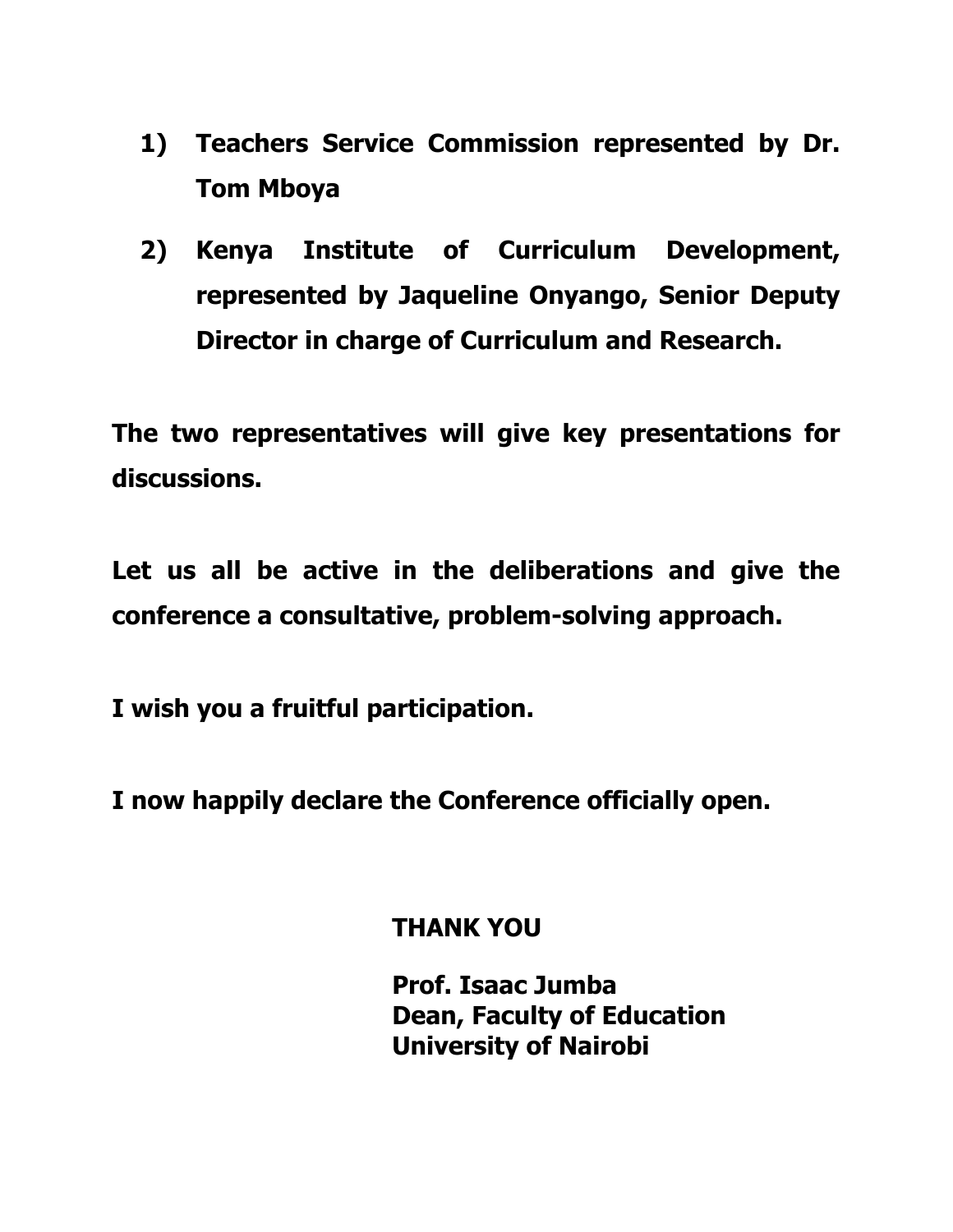1) **Teachers Service Commission represented by Dr. Tom Mboya**
2) **Kenya Institute of Curriculum Development, represented by Jaqueline Onyango, Senior Deputy Director in charge of Curriculum and Research.**

**The two representatives will give key presentations for discussions.**

**Let us all be active in the deliberations and give the conference a consultative, problem-solving approach.**

**I wish you a fruitful participation.**

**I now happily declare the Conference officially open.**

**THANK YOU**

**Prof. Isaac Jumba**
**Dean, Faculty of Education**
**University of Nairobi**